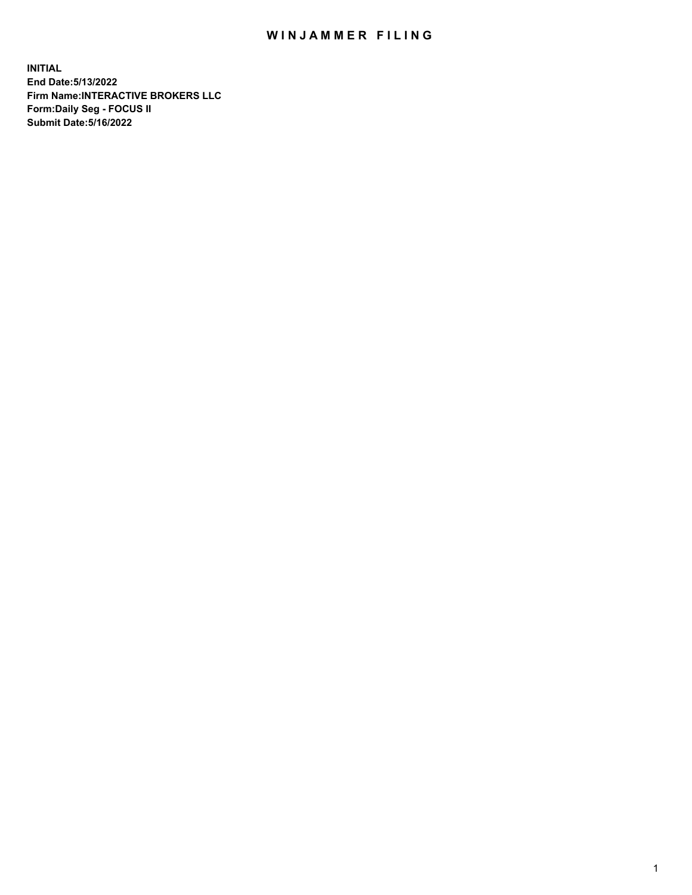# WINJAMMER FILING

**INITIAL**
**End Date:5/13/2022**
**Firm Name:INTERACTIVE BROKERS LLC**
**Form:Daily Seg - FOCUS II**
**Submit Date:5/16/2022**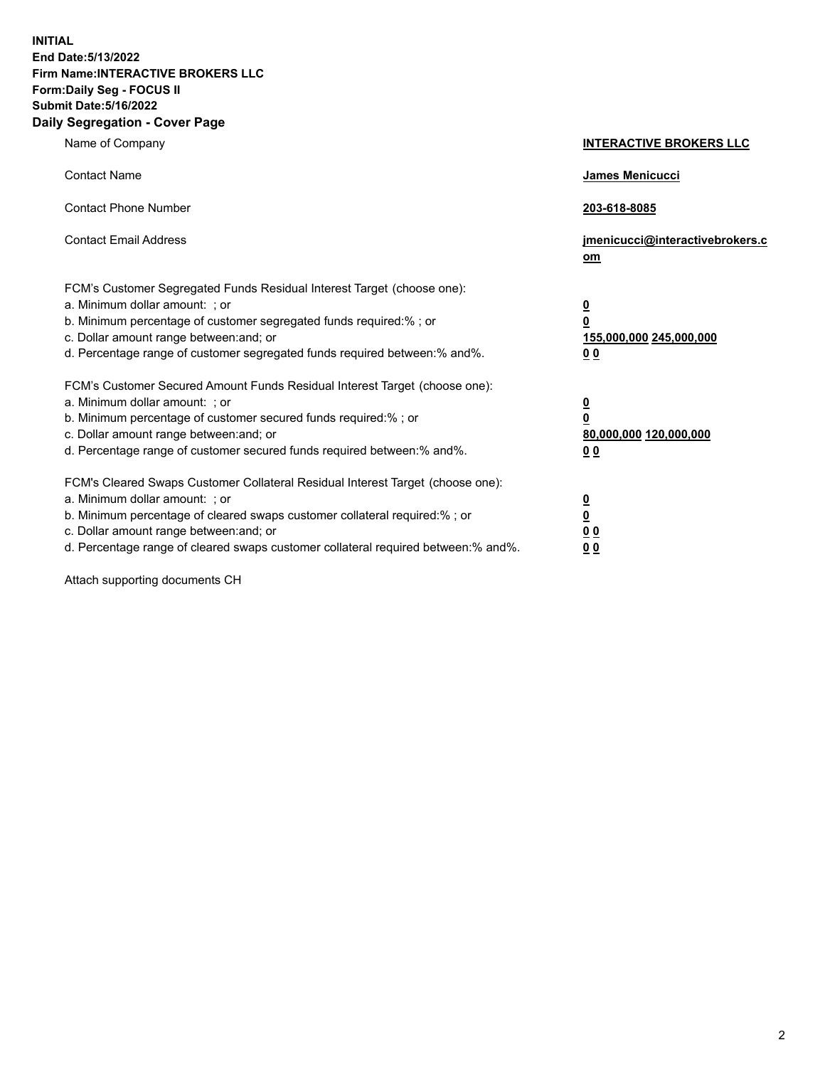**INITIAL**
**End Date:5/13/2022**
**Firm Name:INTERACTIVE BROKERS LLC**
**Form:Daily Seg - FOCUS II**
**Submit Date:5/16/2022**

## Daily Segregation - Cover Page

| | |
|---|---|
| Name of Company | **INTERACTIVE BROKERS LLC** |
| Contact Name | **James Menicucci** |
| Contact Phone Number | **203-618-8085** |
| Contact Email Address | **jmenicucci@interactivebrokers.com** |
| FCM's Customer Segregated Funds Residual Interest Target (choose one): | |
| a. Minimum dollar amount: ; or | **0** |
| b. Minimum percentage of customer segregated funds required:% ; or | **0** |
| c. Dollar amount range between:and; or | **155,000,000 245,000,000** |
| d. Percentage range of customer segregated funds required between:% and%. | **0 0** |
| FCM's Customer Secured Amount Funds Residual Interest Target (choose one): | |
| a. Minimum dollar amount: ; or | **0** |
| b. Minimum percentage of customer secured funds required:% ; or | **0** |
| c. Dollar amount range between:and; or | **80,000,000 120,000,000** |
| d. Percentage range of customer secured funds required between:% and%. | **0 0** |
| FCM's Cleared Swaps Customer Collateral Residual Interest Target (choose one): | |
| a. Minimum dollar amount: ; or | **0** |
| b. Minimum percentage of cleared swaps customer collateral required:% ; or | **0** |
| c. Dollar amount range between:and; or | **0 0** |
| d. Percentage range of cleared swaps customer collateral required between:% and%. | **0 0** |

Attach supporting documents CH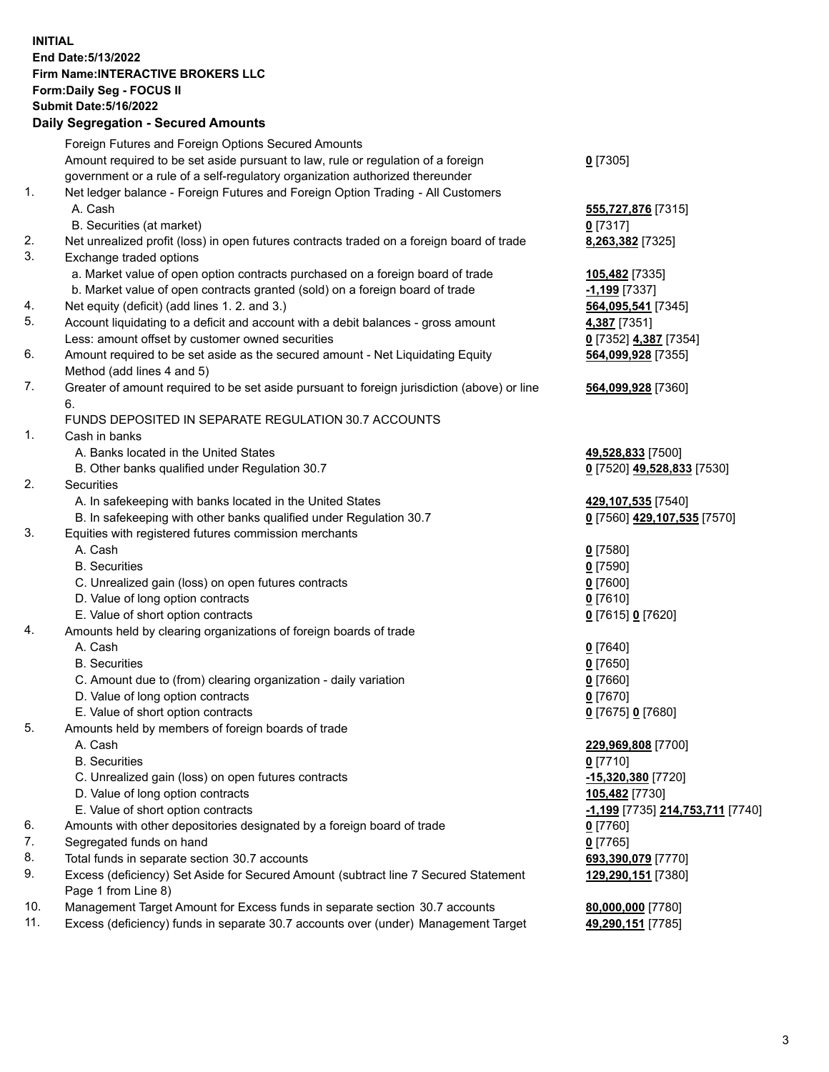**INITIAL**
**End Date:5/13/2022**
**Firm Name:INTERACTIVE BROKERS LLC**
**Form:Daily Seg - FOCUS II**
**Submit Date:5/16/2022**

## Daily Segregation - Secured Amounts

| | | |
|---|---|---|
| | Foreign Futures and Foreign Options Secured Amounts | |
| | Amount required to be set aside pursuant to law, rule or regulation of a foreign government or a rule of a self-regulatory organization authorized thereunder | **0** [7305] |
| 1. | Net ledger balance - Foreign Futures and Foreign Option Trading - All Customers | |
| | A. Cash | **555,727,876** [7315] |
| | B. Securities (at market) | **0** [7317] |
| 2. | Net unrealized profit (loss) in open futures contracts traded on a foreign board of trade | **8,263,382** [7325] |
| 3. | Exchange traded options | |
| | a. Market value of open option contracts purchased on a foreign board of trade | **105,482** [7335] |
| | b. Market value of open contracts granted (sold) on a foreign board of trade | **-1,199** [7337] |
| 4. | Net equity (deficit) (add lines 1. 2. and 3.) | **564,095,541** [7345] |
| 5. | Account liquidating to a deficit and account with a debit balances - gross amount | **4,387** [7351] |
| | Less: amount offset by customer owned securities | **0** [7352] **4,387** [7354] |
| 6. | Amount required to be set aside as the secured amount - Net Liquidating Equity Method (add lines 4 and 5) | **564,099,928** [7355] |
| 7. | Greater of amount required to be set aside pursuant to foreign jurisdiction (above) or line 6. | **564,099,928** [7360] |
| | FUNDS DEPOSITED IN SEPARATE REGULATION 30.7 ACCOUNTS | |
| 1. | Cash in banks | |
| | A. Banks located in the United States | **49,528,833** [7500] |
| | B. Other banks qualified under Regulation 30.7 | **0** [7520] **49,528,833** [7530] |
| 2. | Securities | |
| | A. In safekeeping with banks located in the United States | **429,107,535** [7540] |
| | B. In safekeeping with other banks qualified under Regulation 30.7 | **0** [7560] **429,107,535** [7570] |
| 3. | Equities with registered futures commission merchants | |
| | A. Cash | **0** [7580] |
| | B. Securities | **0** [7590] |
| | C. Unrealized gain (loss) on open futures contracts | **0** [7600] |
| | D. Value of long option contracts | **0** [7610] |
| | E. Value of short option contracts | **0** [7615] **0** [7620] |
| 4. | Amounts held by clearing organizations of foreign boards of trade | |
| | A. Cash | **0** [7640] |
| | B. Securities | **0** [7650] |
| | C. Amount due to (from) clearing organization - daily variation | **0** [7660] |
| | D. Value of long option contracts | **0** [7670] |
| | E. Value of short option contracts | **0** [7675] **0** [7680] |
| 5. | Amounts held by members of foreign boards of trade | |
| | A. Cash | **229,969,808** [7700] |
| | B. Securities | **0** [7710] |
| | C. Unrealized gain (loss) on open futures contracts | **-15,320,380** [7720] |
| | D. Value of long option contracts | **105,482** [7730] |
| | E. Value of short option contracts | **-1,199** [7735] **214,753,711** [7740] |
| 6. | Amounts with other depositories designated by a foreign board of trade | **0** [7760] |
| 7. | Segregated funds on hand | **0** [7765] |
| 8. | Total funds in separate section 30.7 accounts | **693,390,079** [7770] |
| 9. | Excess (deficiency) Set Aside for Secured Amount (subtract line 7 Secured Statement Page 1 from Line 8) | **129,290,151** [7380] |
| 10. | Management Target Amount for Excess funds in separate section 30.7 accounts | **80,000,000** [7780] |
| 11. | Excess (deficiency) funds in separate 30.7 accounts over (under) Management Target | **49,290,151** [7785] |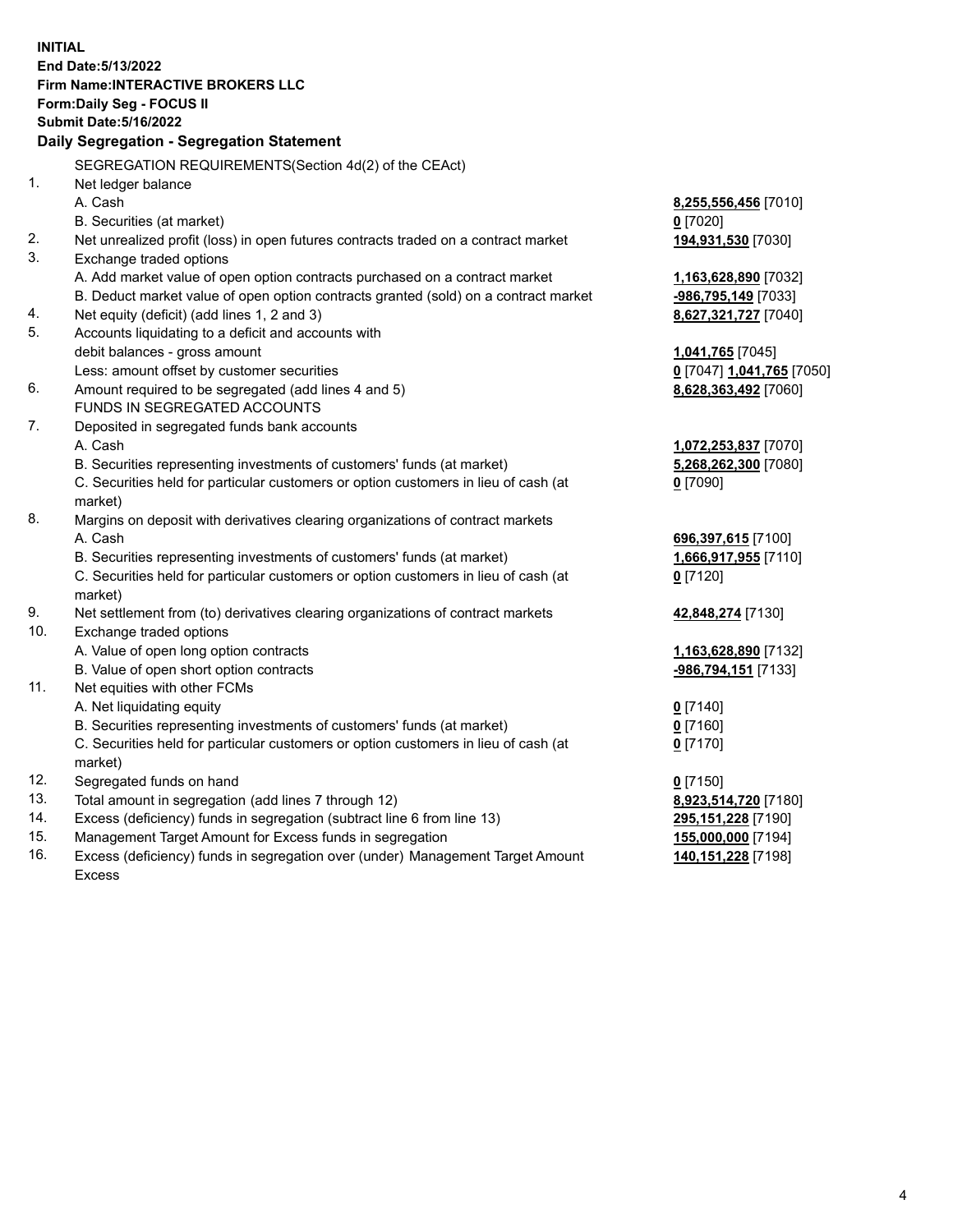**INITIAL**
**End Date:5/13/2022**
**Firm Name:INTERACTIVE BROKERS LLC**
**Form:Daily Seg - FOCUS II**
**Submit Date:5/16/2022**

## Daily Segregation - Segregation Statement

| | | |
|---|---|---|
| | SEGREGATION REQUIREMENTS(Section 4d(2) of the CEAct) | |
| 1. | Net ledger balance | |
| | A. Cash | **8,255,556,456** [7010] |
| | B. Securities (at market) | **0** [7020] |
| 2. | Net unrealized profit (loss) in open futures contracts traded on a contract market | **194,931,530** [7030] |
| 3. | Exchange traded options | |
| | A. Add market value of open option contracts purchased on a contract market | **1,163,628,890** [7032] |
| | B. Deduct market value of open option contracts granted (sold) on a contract market | **-986,795,149** [7033] |
| 4. | Net equity (deficit) (add lines 1, 2 and 3) | **8,627,321,727** [7040] |
| 5. | Accounts liquidating to a deficit and accounts with | |
| | debit balances - gross amount | **1,041,765** [7045] |
| | Less: amount offset by customer securities | **0** [7047] **1,041,765** [7050] |
| 6. | Amount required to be segregated (add lines 4 and 5) | **8,628,363,492** [7060] |
| | FUNDS IN SEGREGATED ACCOUNTS | |
| 7. | Deposited in segregated funds bank accounts | |
| | A. Cash | **1,072,253,837** [7070] |
| | B. Securities representing investments of customers' funds (at market) | **5,268,262,300** [7080] |
| | C. Securities held for particular customers or option customers in lieu of cash (at market) | **0** [7090] |
| 8. | Margins on deposit with derivatives clearing organizations of contract markets | |
| | A. Cash | **696,397,615** [7100] |
| | B. Securities representing investments of customers' funds (at market) | **1,666,917,955** [7110] |
| | C. Securities held for particular customers or option customers in lieu of cash (at market) | **0** [7120] |
| 9. | Net settlement from (to) derivatives clearing organizations of contract markets | **42,848,274** [7130] |
| 10. | Exchange traded options | |
| | A. Value of open long option contracts | **1,163,628,890** [7132] |
| | B. Value of open short option contracts | **-986,794,151** [7133] |
| 11. | Net equities with other FCMs | |
| | A. Net liquidating equity | **0** [7140] |
| | B. Securities representing investments of customers' funds (at market) | **0** [7160] |
| | C. Securities held for particular customers or option customers in lieu of cash (at market) | **0** [7170] |
| 12. | Segregated funds on hand | **0** [7150] |
| 13. | Total amount in segregation (add lines 7 through 12) | **8,923,514,720** [7180] |
| 14. | Excess (deficiency) funds in segregation (subtract line 6 from line 13) | **295,151,228** [7190] |
| 15. | Management Target Amount for Excess funds in segregation | **155,000,000** [7194] |
| 16. | Excess (deficiency) funds in segregation over (under) Management Target Amount Excess | **140,151,228** [7198] |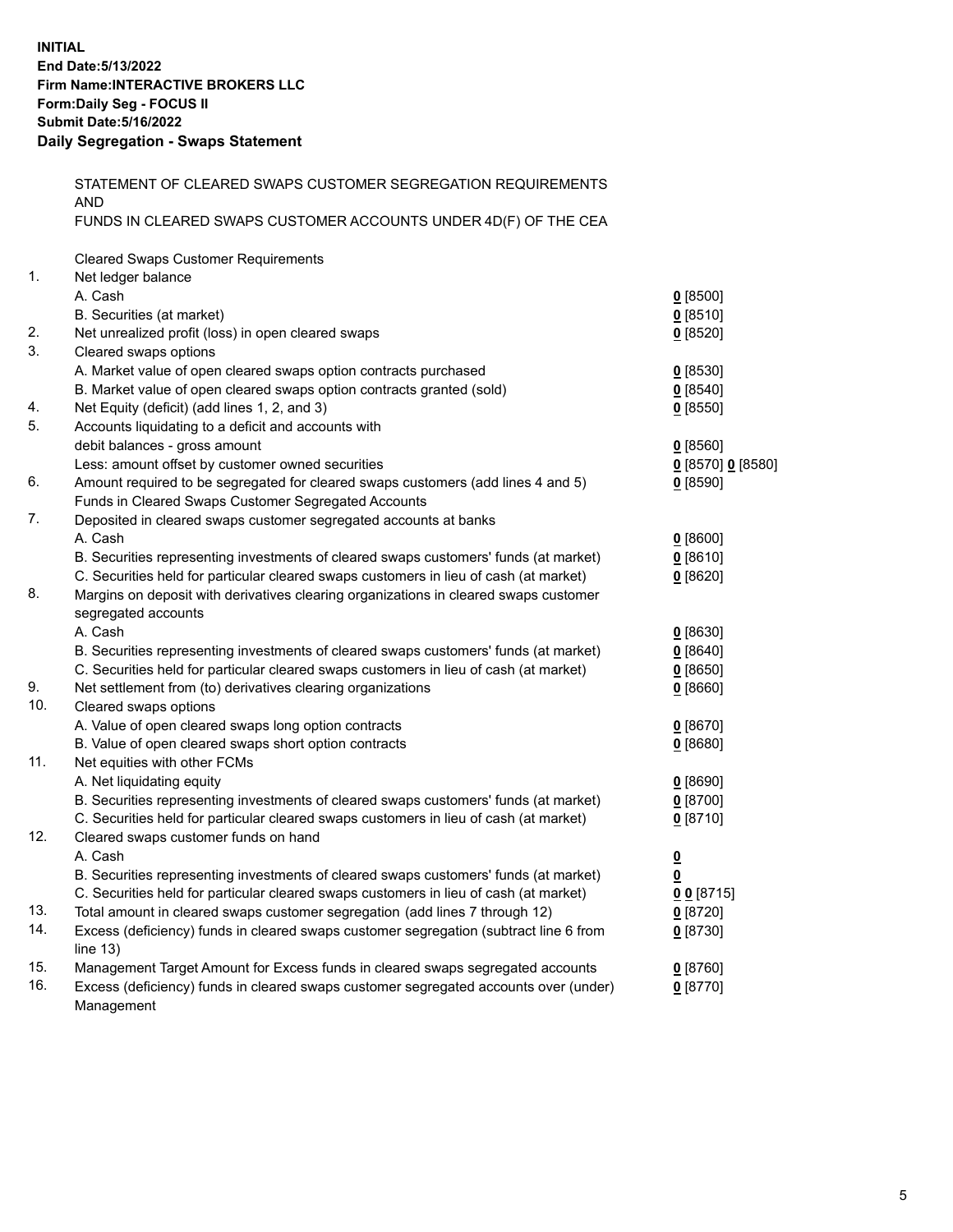**INITIAL**
**End Date:5/13/2022**
**Firm Name:INTERACTIVE BROKERS LLC**
**Form:Daily Seg - FOCUS II**
**Submit Date:5/16/2022**
**Daily Segregation - Swaps Statement**

STATEMENT OF CLEARED SWAPS CUSTOMER SEGREGATION REQUIREMENTS AND
FUNDS IN CLEARED SWAPS CUSTOMER ACCOUNTS UNDER 4D(F) OF THE CEA

| | | |
|---|---|---|
| | Cleared Swaps Customer Requirements | |
| 1. | Net ledger balance | |
| | A. Cash | 0 [8500] |
| | B. Securities (at market) | 0 [8510] |
| 2. | Net unrealized profit (loss) in open cleared swaps | 0 [8520] |
| 3. | Cleared swaps options | |
| | A. Market value of open cleared swaps option contracts purchased | 0 [8530] |
| | B. Market value of open cleared swaps option contracts granted (sold) | 0 [8540] |
| 4. | Net Equity (deficit) (add lines 1, 2, and 3) | 0 [8550] |
| 5. | Accounts liquidating to a deficit and accounts with | |
| | debit balances - gross amount | 0 [8560] |
| | Less: amount offset by customer owned securities | 0 [8570] 0 [8580] |
| 6. | Amount required to be segregated for cleared swaps customers (add lines 4 and 5) | 0 [8590] |
| | Funds in Cleared Swaps Customer Segregated Accounts | |
| 7. | Deposited in cleared swaps customer segregated accounts at banks | |
| | A. Cash | 0 [8600] |
| | B. Securities representing investments of cleared swaps customers' funds (at market) | 0 [8610] |
| | C. Securities held for particular cleared swaps customers in lieu of cash (at market) | 0 [8620] |
| 8. | Margins on deposit with derivatives clearing organizations in cleared swaps customer segregated accounts | |
| | A. Cash | 0 [8630] |
| | B. Securities representing investments of cleared swaps customers' funds (at market) | 0 [8640] |
| | C. Securities held for particular cleared swaps customers in lieu of cash (at market) | 0 [8650] |
| 9. | Net settlement from (to) derivatives clearing organizations | 0 [8660] |
| 10. | Cleared swaps options | |
| | A. Value of open cleared swaps long option contracts | 0 [8670] |
| | B. Value of open cleared swaps short option contracts | 0 [8680] |
| 11. | Net equities with other FCMs | |
| | A. Net liquidating equity | 0 [8690] |
| | B. Securities representing investments of cleared swaps customers' funds (at market) | 0 [8700] |
| | C. Securities held for particular cleared swaps customers in lieu of cash (at market) | 0 [8710] |
| 12. | Cleared swaps customer funds on hand | |
| | A. Cash | 0 |
| | B. Securities representing investments of cleared swaps customers' funds (at market) | 0 |
| | C. Securities held for particular cleared swaps customers in lieu of cash (at market) | 0 0 [8715] |
| 13. | Total amount in cleared swaps customer segregation (add lines 7 through 12) | 0 [8720] |
| 14. | Excess (deficiency) funds in cleared swaps customer segregation (subtract line 6 from line 13) | 0 [8730] |
| 15. | Management Target Amount for Excess funds in cleared swaps segregated accounts | 0 [8760] |
| 16. | Excess (deficiency) funds in cleared swaps customer segregated accounts over (under) Management | 0 [8770] |